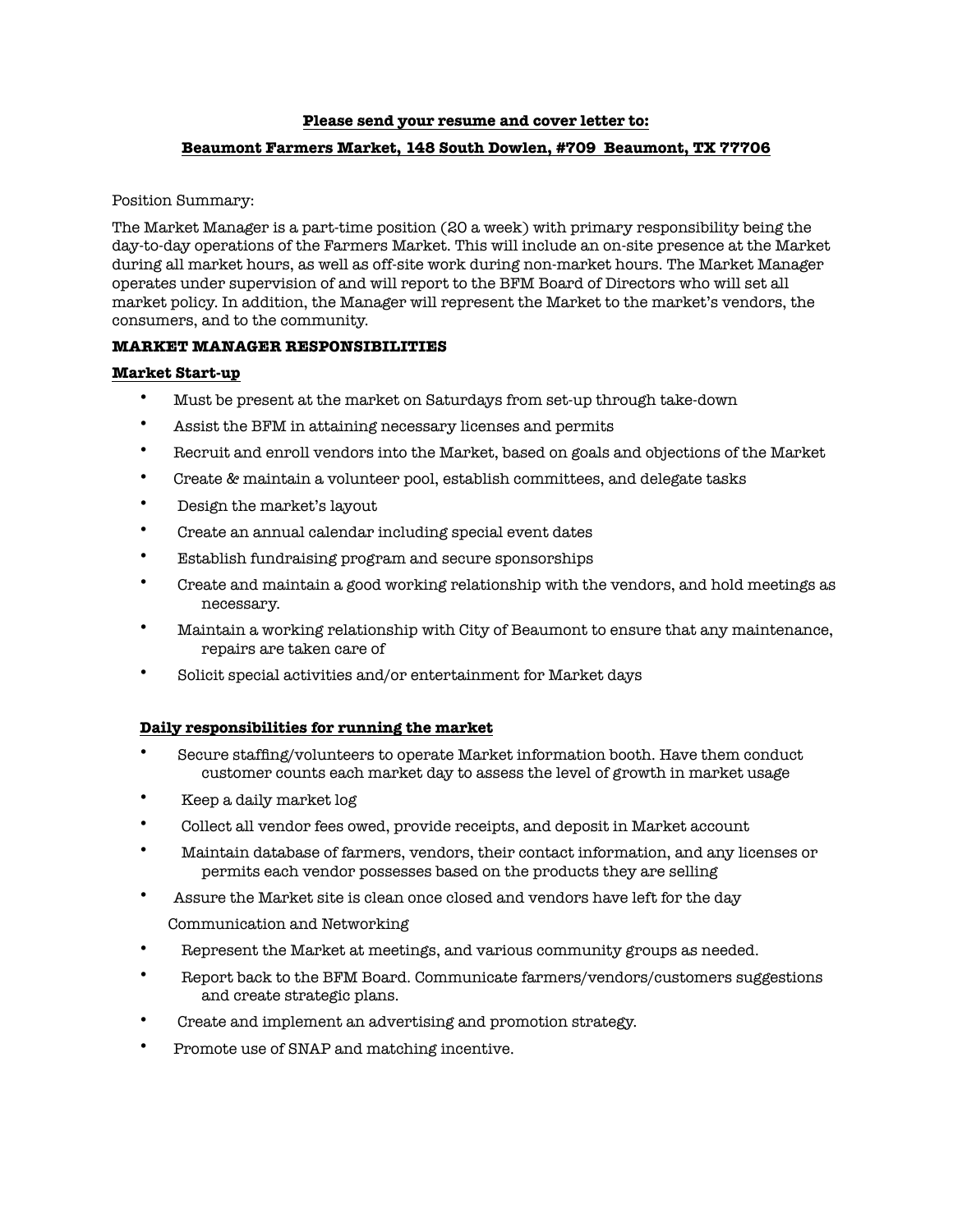**Please send your resume and cover letter to:**

**Beaumont Farmers Market, 148 South Dowlen, #709 Beaumont, TX 77706**

Position Summary:

The Market Manager is a part-time position (20 a week) with primary responsibility being the day-to-day operations of the Farmers Market. This will include an on-site presence at the Market during all market hours, as well as off-site work during non-market hours. The Market Manager operates under supervision of and will report to the BFM Board of Directors who will set all market policy. In addition, the Manager will represent the Market to the market's vendors, the consumers, and to the community.

**MARKET MANAGER RESPONSIBILITIES**

**Market Start-up**

- Must be present at the market on Saturdays from set-up through take-down
- Assist the BFM in attaining necessary licenses and permits
- Recruit and enroll vendors into the Market, based on goals and objections of the Market
- Create & maintain a volunteer pool, establish committees, and delegate tasks
- Design the market's layout
- Create an annual calendar including special event dates
- Establish fundraising program and secure sponsorships
- Create and maintain a good working relationship with the vendors, and hold meetings as necessary.
- Maintain a working relationship with City of Beaumont to ensure that any maintenance, repairs are taken care of
- Solicit special activities and/or entertainment for Market days

**Daily responsibilities for running the market**

- Secure staffing/volunteers to operate Market information booth. Have them conduct customer counts each market day to assess the level of growth in market usage
- Keep a daily market log
- Collect all vendor fees owed, provide receipts, and deposit in Market account
- Maintain database of farmers, vendors, their contact information, and any licenses or permits each vendor possesses based on the products they are selling
- Assure the Market site is clean once closed and vendors have left for the day

Communication and Networking

- Represent the Market at meetings, and various community groups as needed.
- Report back to the BFM Board. Communicate farmers/vendors/customers suggestions and create strategic plans.
- Create and implement an advertising and promotion strategy.
- Promote use of SNAP and matching incentive.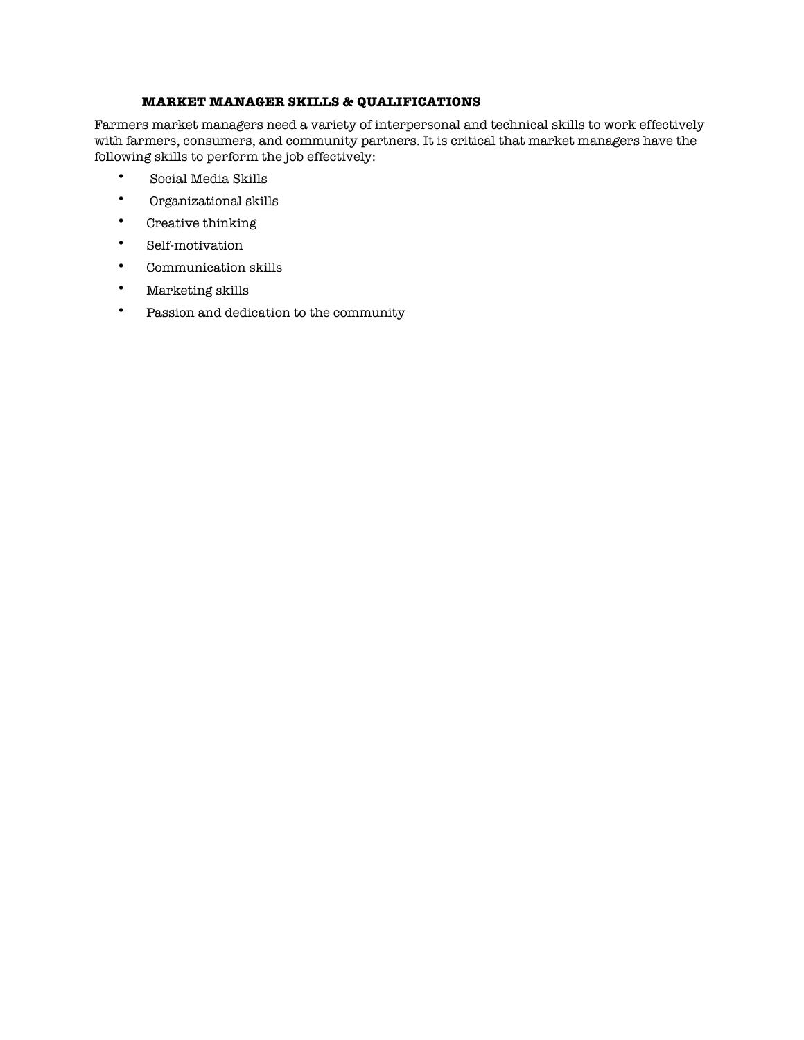## MARKET MANAGER SKILLS & QUALIFICATIONS

Farmers market managers need a variety of interpersonal and technical skills to work effectively with farmers, consumers, and community partners. It is critical that market managers have the following skills to perform the job effectively:

- Social Media Skills
- Organizational skills
- Creative thinking
- Self-motivation
- Communication skills
- Marketing skills
- Passion and dedication to the community